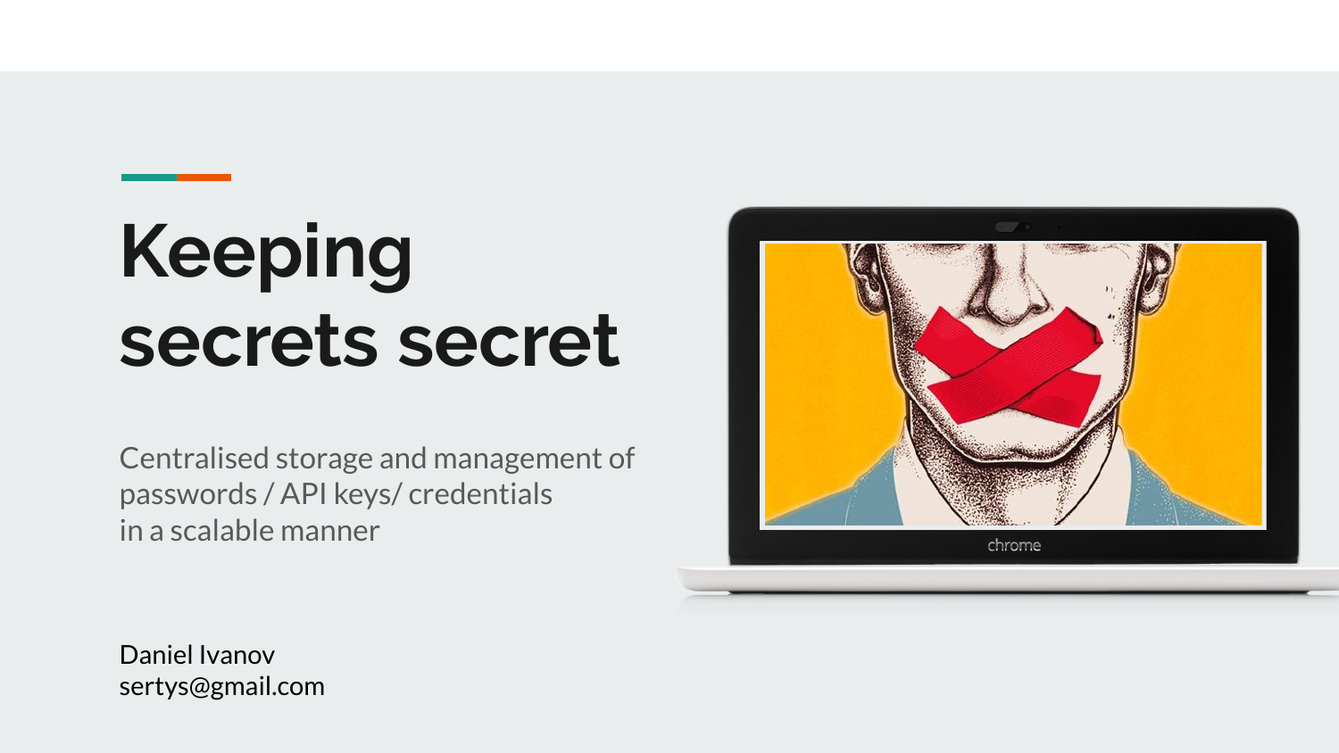# Keeping secrets secret

Centralised storage and management of passwords / API keys/ credentials in a scalable manner

Daniel Ivanov
sertys@gmail.com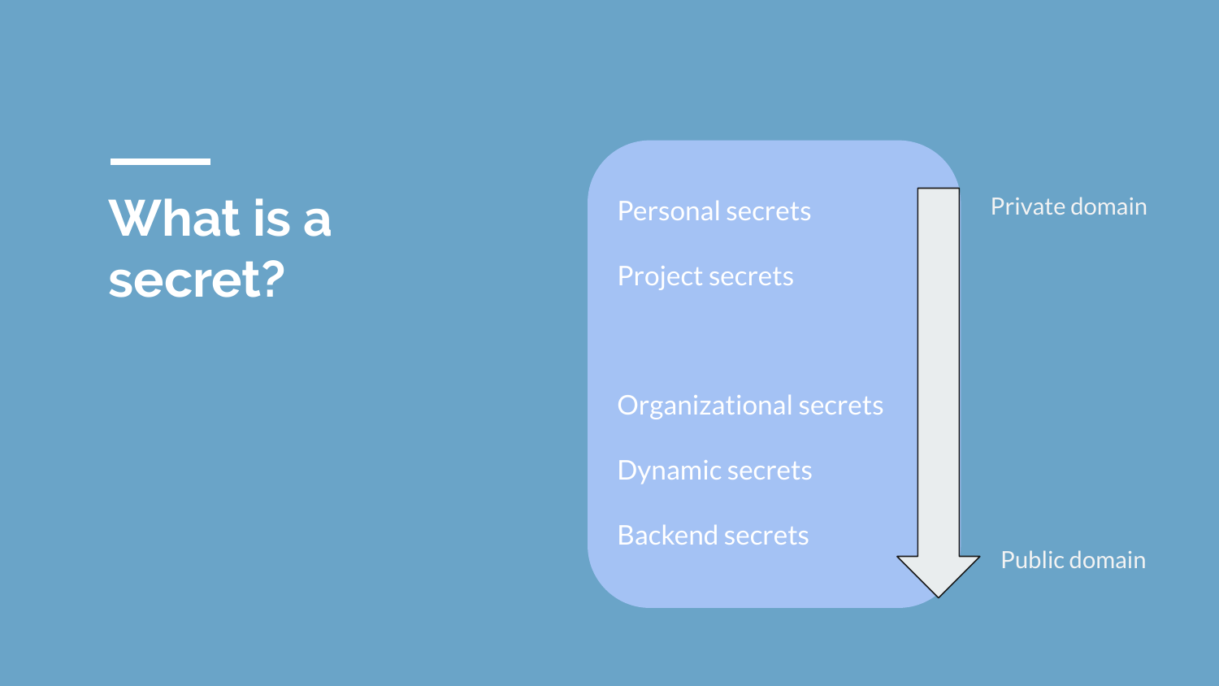# What is a secret?

- Personal secrets
- Project secrets
- Organizational secrets
- Dynamic secrets
- Backend secrets

Private domain

Public domain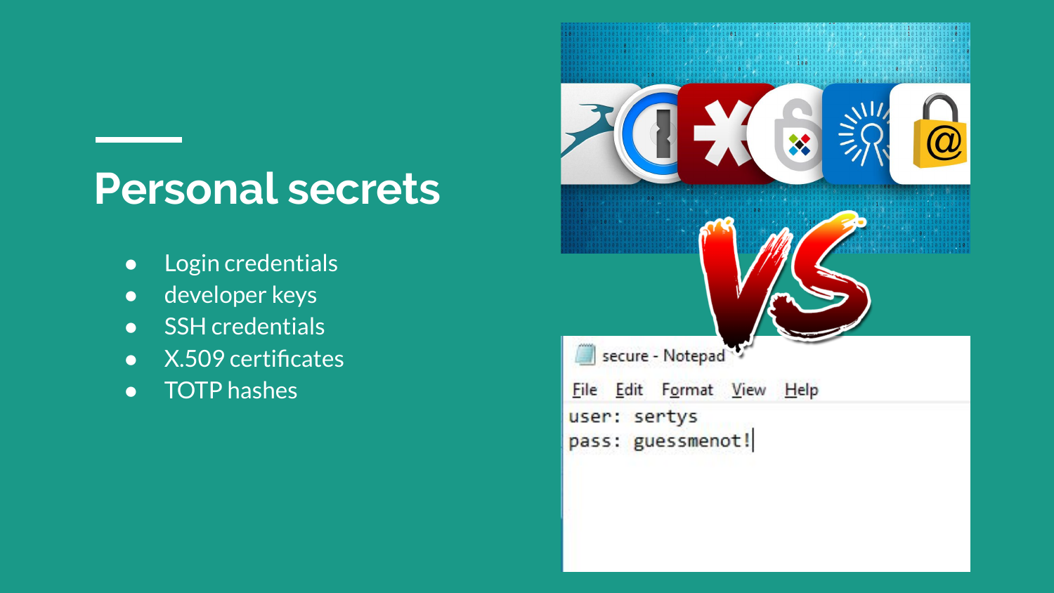# Personal secrets

- Login credentials
- developer keys
- SSH credentials
- X.509 certificates
- TOTP hashes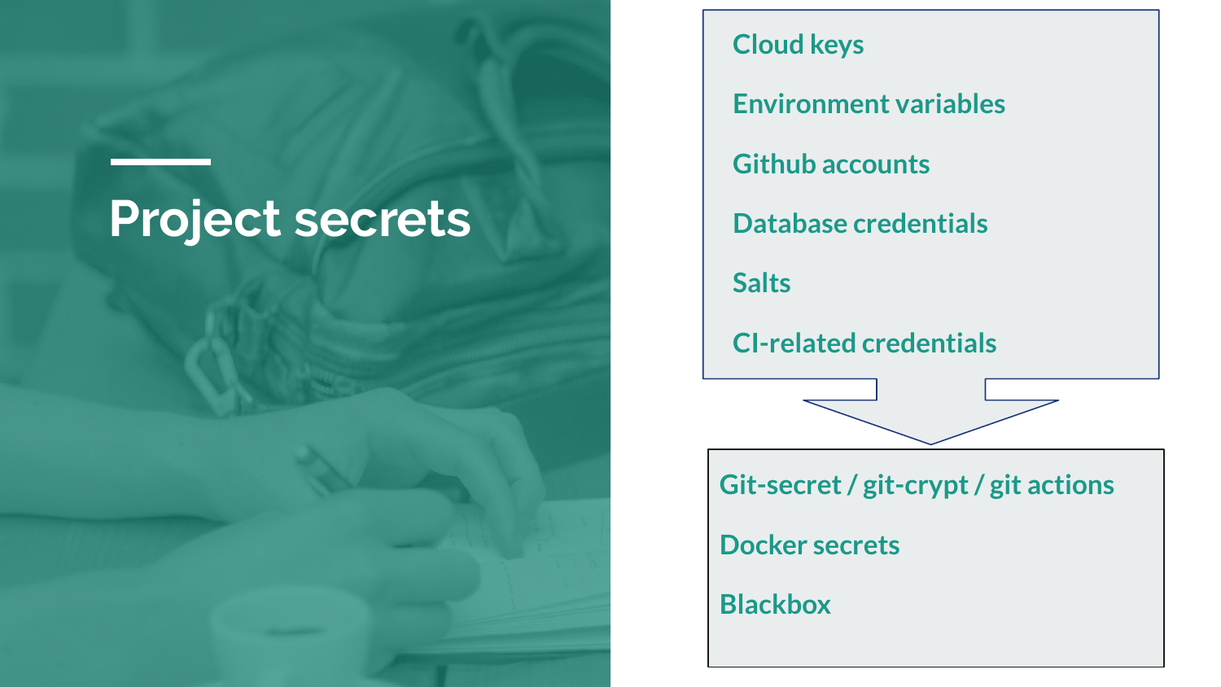# Project secrets

- Cloud keys
- Environment variables
- Github accounts
- Database credentials
- Salts
- CI-related credentials

↓

- Git-secret / git-crypt / git actions
- Docker secrets
- Blackbox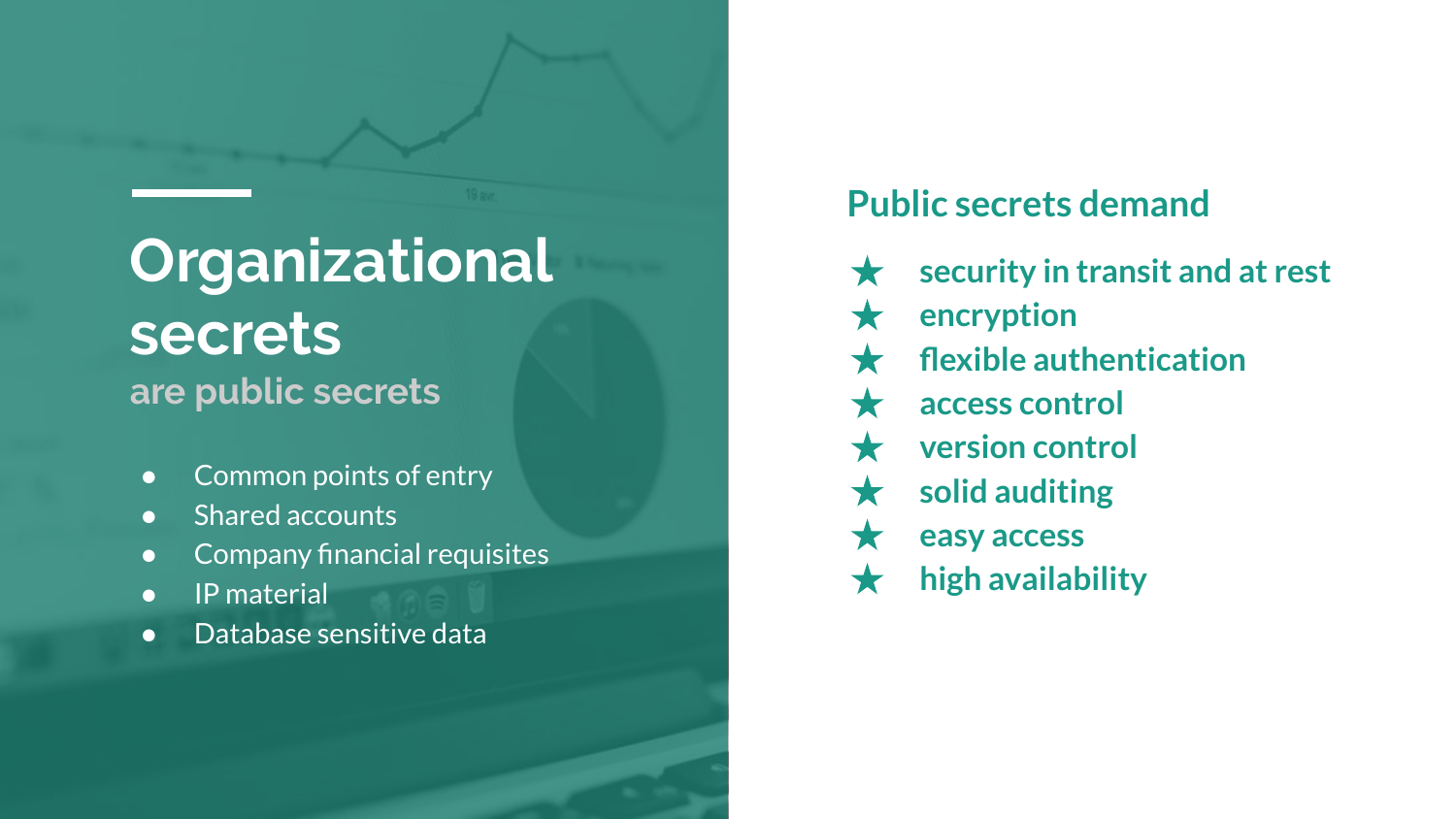# Organizational secrets

## are public secrets

- Common points of entry
- Shared accounts
- Company financial requisites
- IP material
- Database sensitive data

## Public secrets demand

- ★ security in transit and at rest
- ★ encryption
- ★ flexible authentication
- ★ access control
- ★ version control
- ★ solid auditing
- ★ easy access
- ★ high availability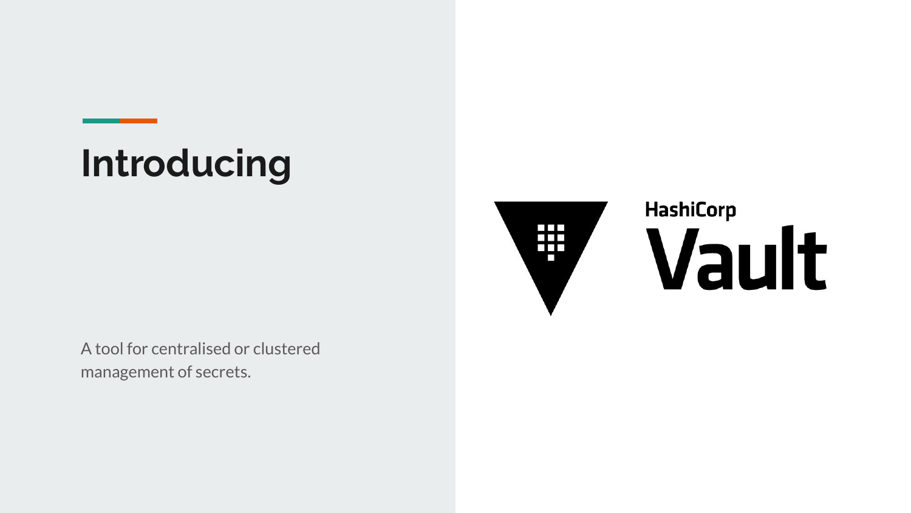# Introducing

A tool for centralised or clustered management of secrets.

HashiCorp Vault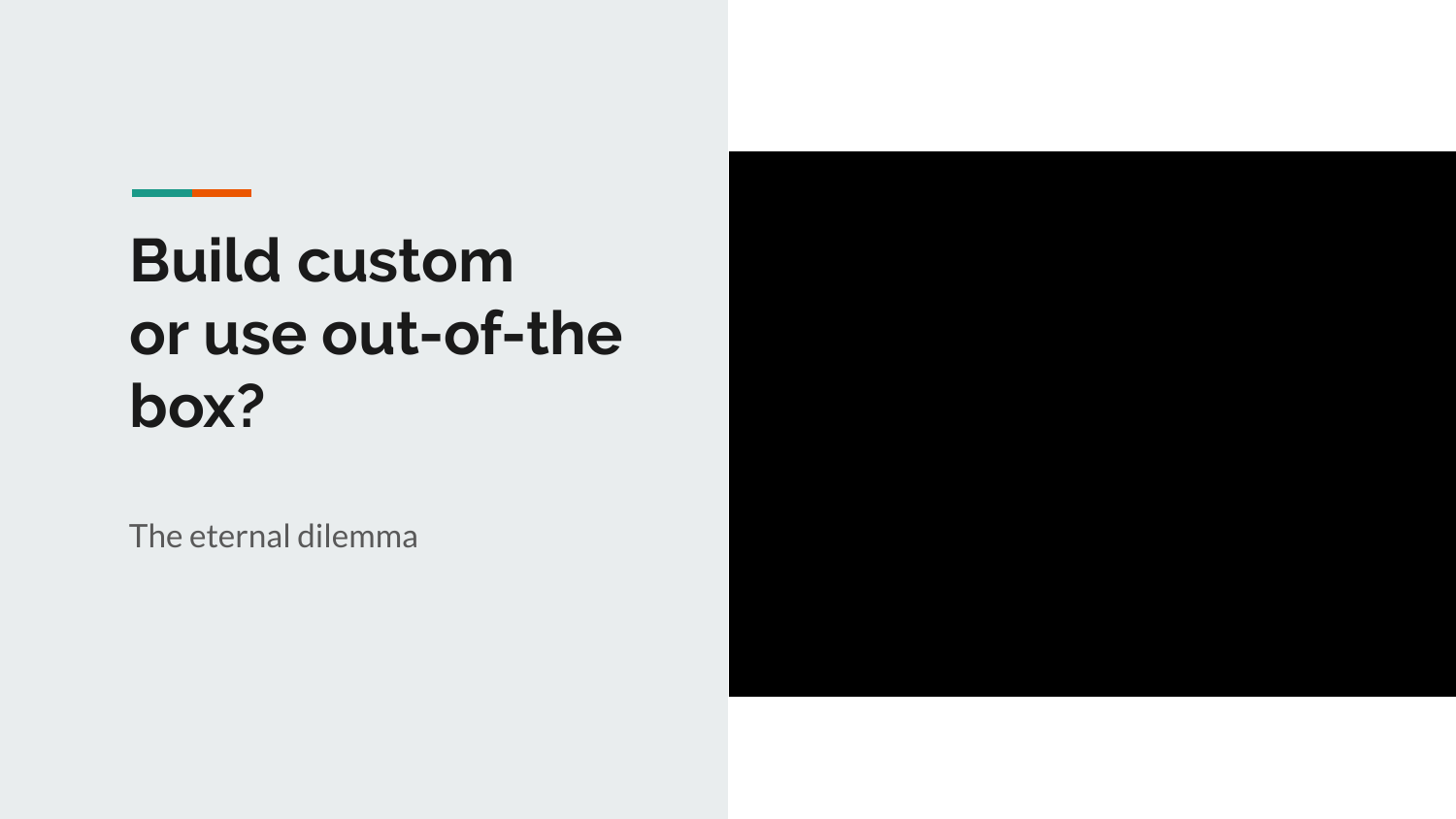# Build custom or use out-of-the box?

The eternal dilemma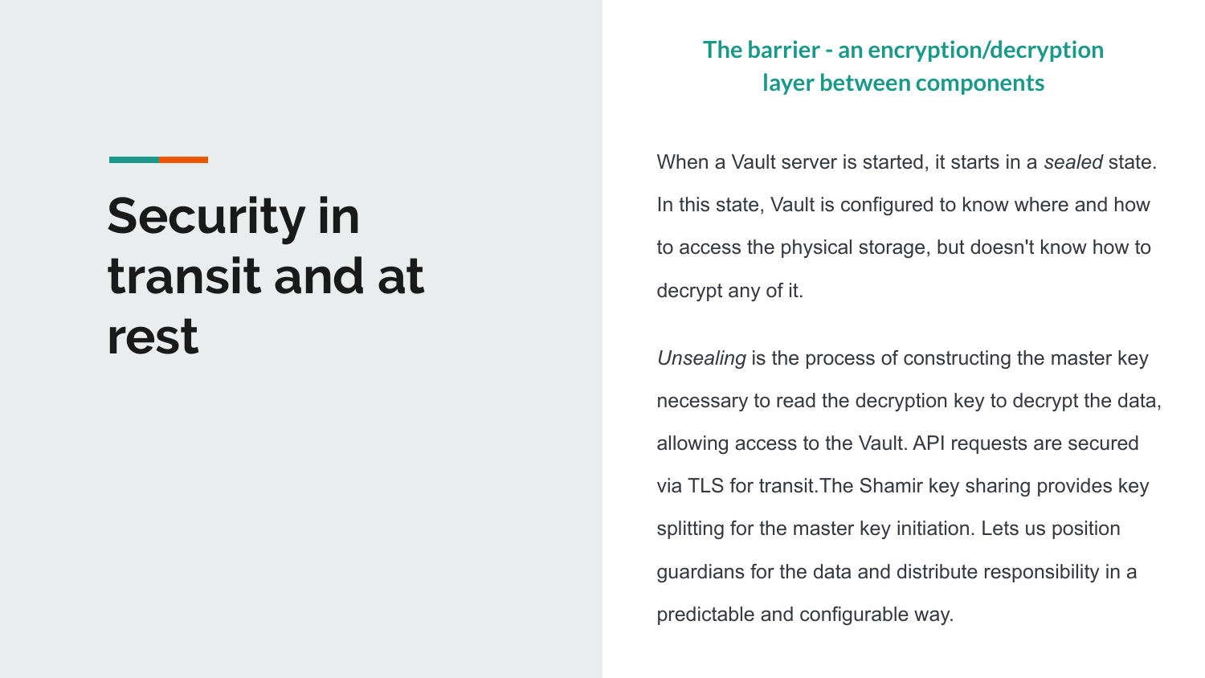# Security in transit and at rest

## The barrier - an encryption/decryption layer between components

When a Vault server is started, it starts in a *sealed* state. In this state, Vault is configured to know where and how to access the physical storage, but doesn't know how to decrypt any of it.

*Unsealing* is the process of constructing the master key necessary to read the decryption key to decrypt the data, allowing access to the Vault. API requests are secured via TLS for transit.The Shamir key sharing provides key splitting for the master key initiation. Lets us position guardians for the data and distribute responsibility in a predictable and configurable way.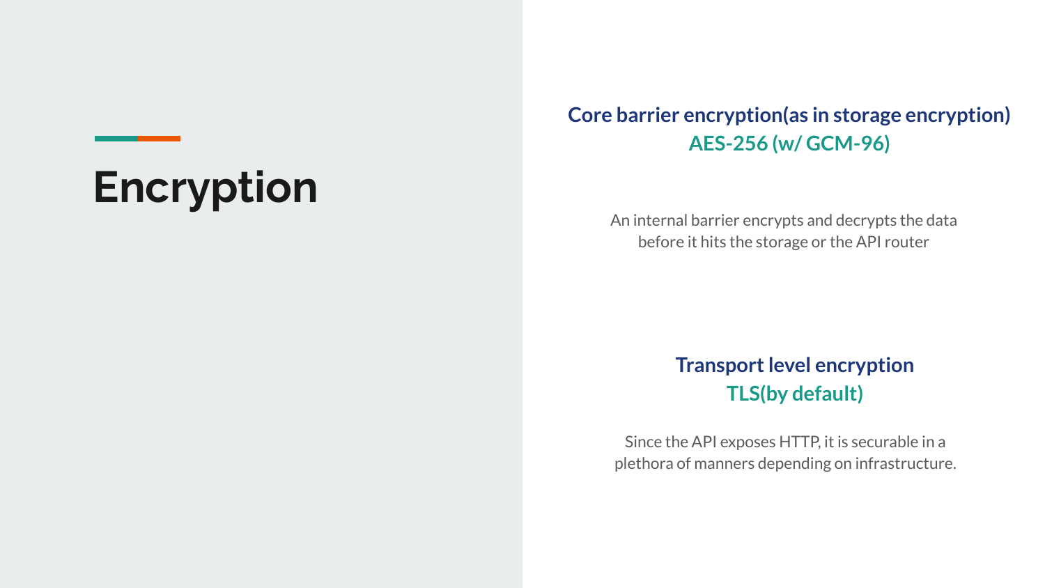# Encryption

### Core barrier encryption(as in storage encryption)
**AES-256 (w/ GCM-96)**

An internal barrier encrypts and decrypts the data before it hits the storage or the API router

### Transport level encryption
**TLS(by default)**

Since the API exposes HTTP, it is securable in a plethora of manners depending on infrastructure.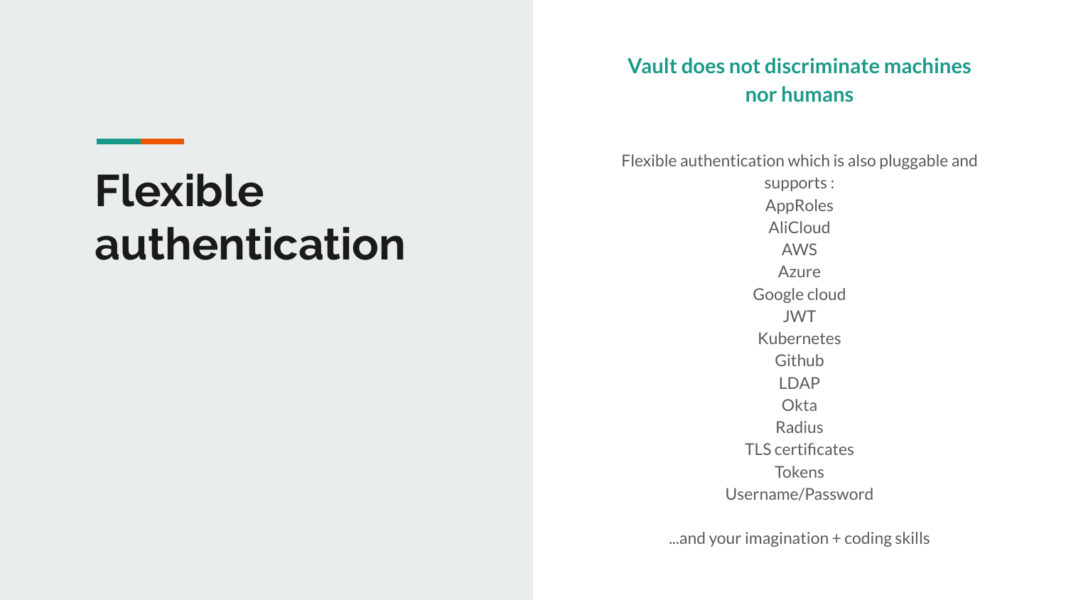# Flexible authentication

## Vault does not discriminate machines nor humans

Flexible authentication which is also pluggable and supports :

- AppRoles
- AliCloud
- AWS
- Azure
- Google cloud
- JWT
- Kubernetes
- Github
- LDAP
- Okta
- Radius
- TLS certificates
- Tokens
- Username/Password

...and your imagination + coding skills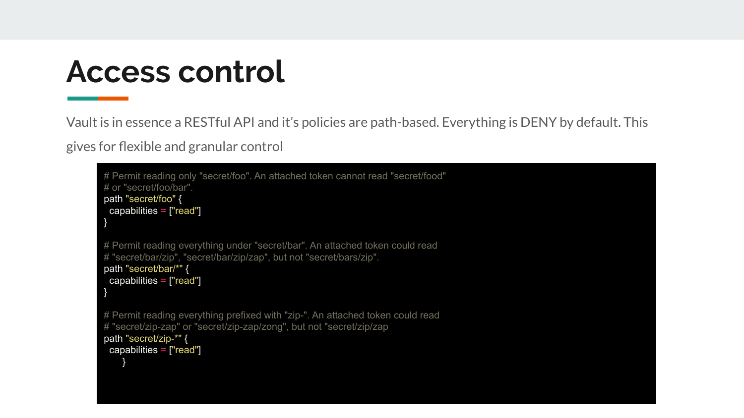# Access control

Vault is in essence a RESTful API and it's policies are path-based. Everything is DENY by default. This gives for flexible and granular control

```
# Permit reading only "secret/foo". An attached token cannot read "secret/food"
# or "secret/foo/bar".
path "secret/foo" {
  capabilities = ["read"]
}

# Permit reading everything under "secret/bar". An attached token could read
# "secret/bar/zip", "secret/bar/zip/zap", but not "secret/bars/zip".
path "secret/bar/*" {
  capabilities = ["read"]
}

# Permit reading everything prefixed with "zip-". An attached token could read
# "secret/zip-zap" or "secret/zip-zap/zong", but not "secret/zip/zap
path "secret/zip-*" {
  capabilities = ["read"]
    }
```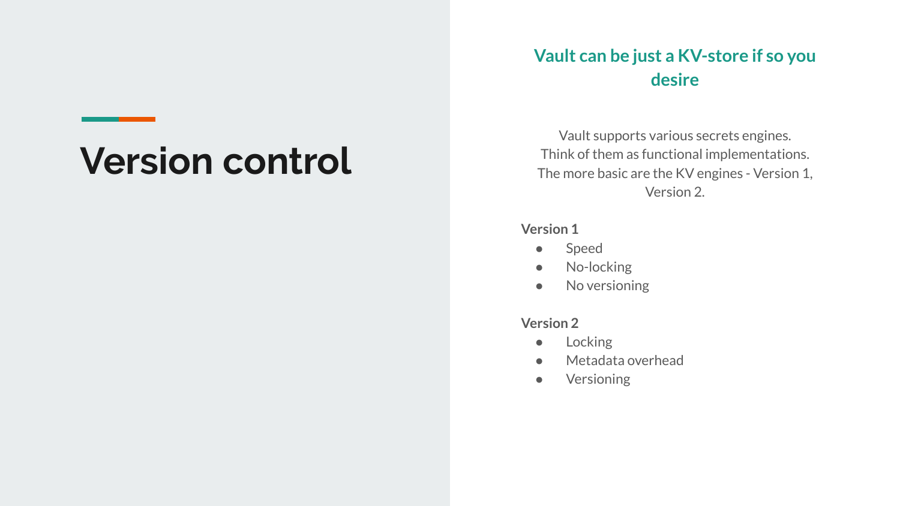# Version control

## Vault can be just a KV-store if so you desire

Vault supports various secrets engines.
Think of them as functional implementations.
The more basic are the KV engines - Version 1, Version 2.

**Version 1**

- Speed
- No-locking
- No versioning

**Version 2**

- Locking
- Metadata overhead
- Versioning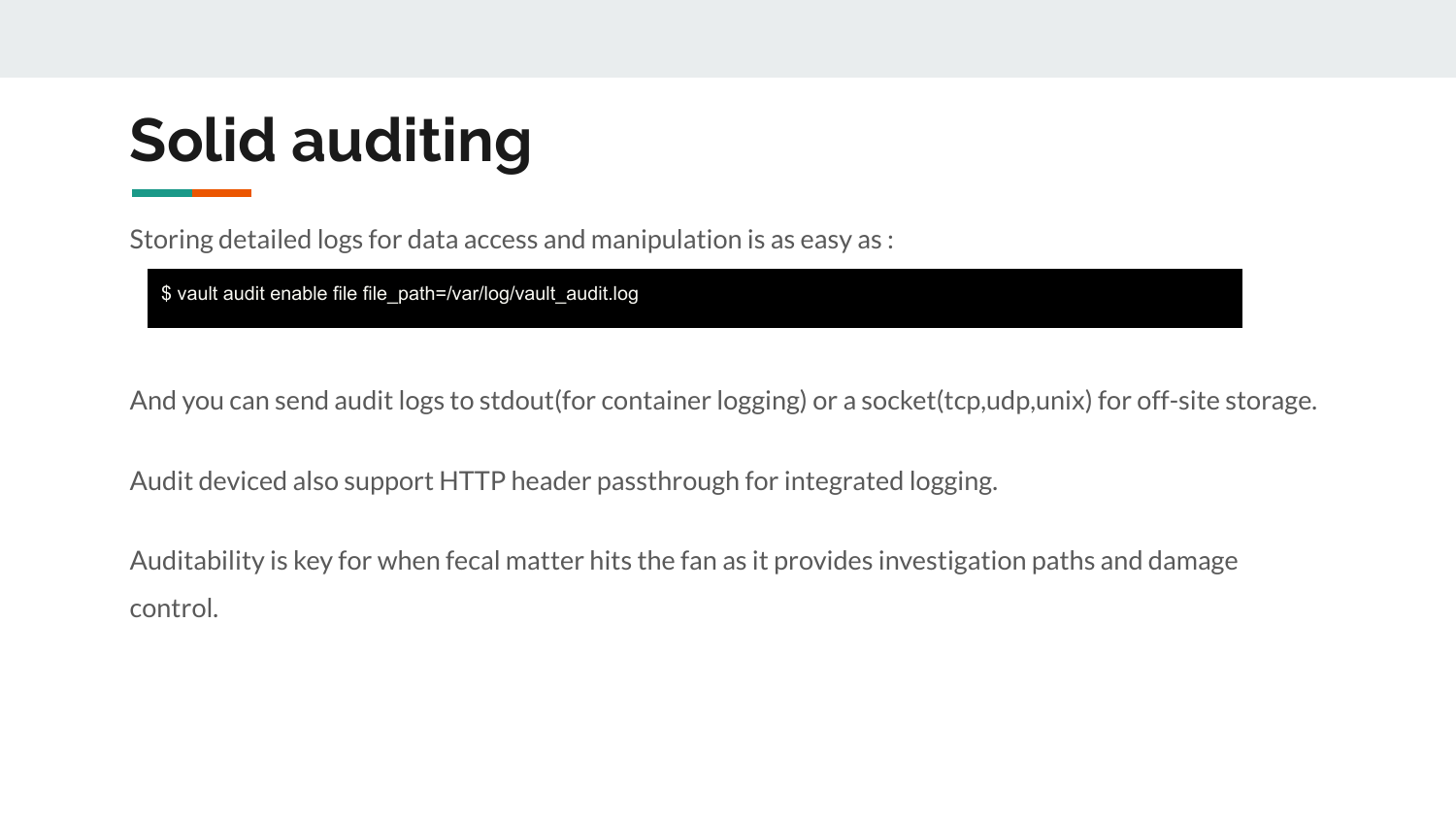# Solid auditing

Storing detailed logs for data access and manipulation is as easy as :

```
$ vault audit enable file file_path=/var/log/vault_audit.log
```

And you can send audit logs to stdout(for container logging) or a socket(tcp,udp,unix) for off-site storage.

Audit deviced also support HTTP header passthrough for integrated logging.

Auditability is key for when fecal matter hits the fan as it provides investigation paths and damage control.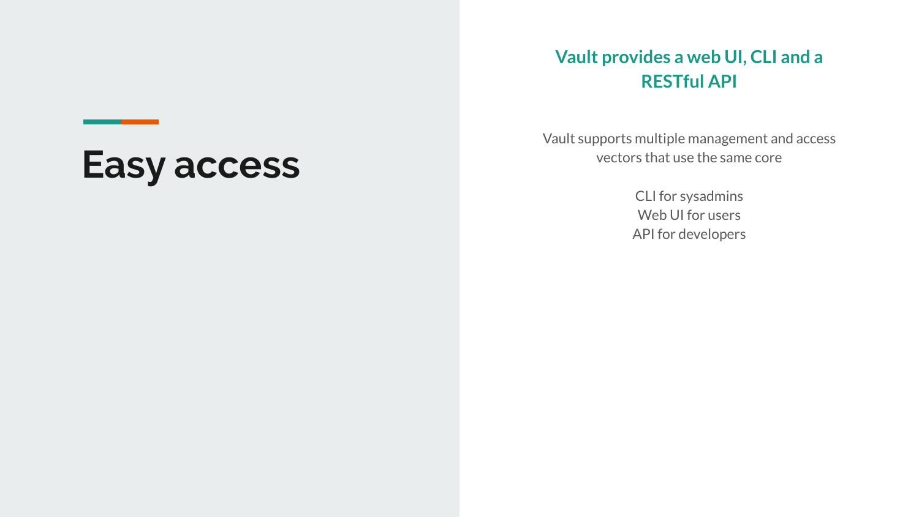# Easy access

## Vault provides a web UI, CLI and a RESTful API

Vault supports multiple management and access vectors that use the same core

CLI for sysadmins
Web UI for users
API for developers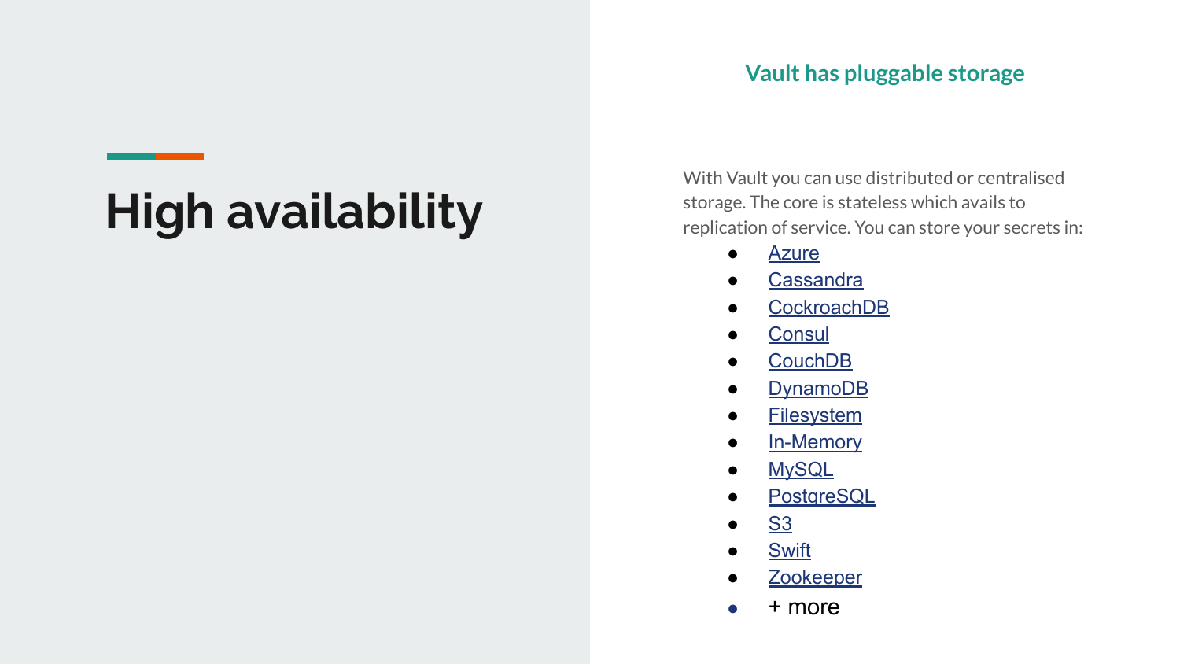# High availability

## Vault has pluggable storage

With Vault you can use distributed or centralised storage. The core is stateless which avails to replication of service. You can store your secrets in:

- Azure
- Cassandra
- CockroachDB
- Consul
- CouchDB
- DynamoDB
- Filesystem
- In-Memory
- MySQL
- PostgreSQL
- S3
- Swift
- Zookeeper
- + more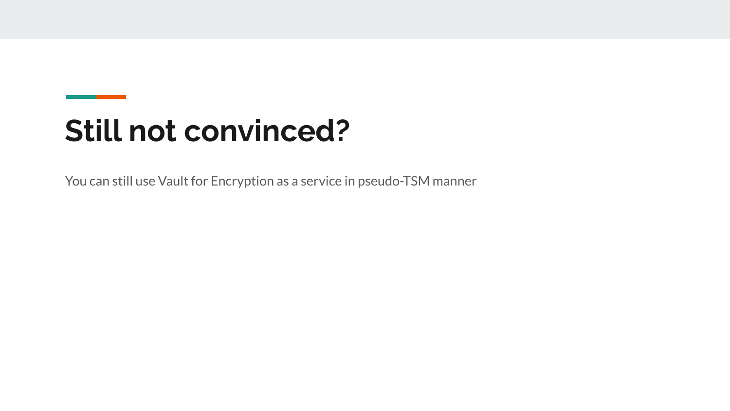# Still not convinced?

You can still use Vault for Encryption as a service in pseudo-TSM manner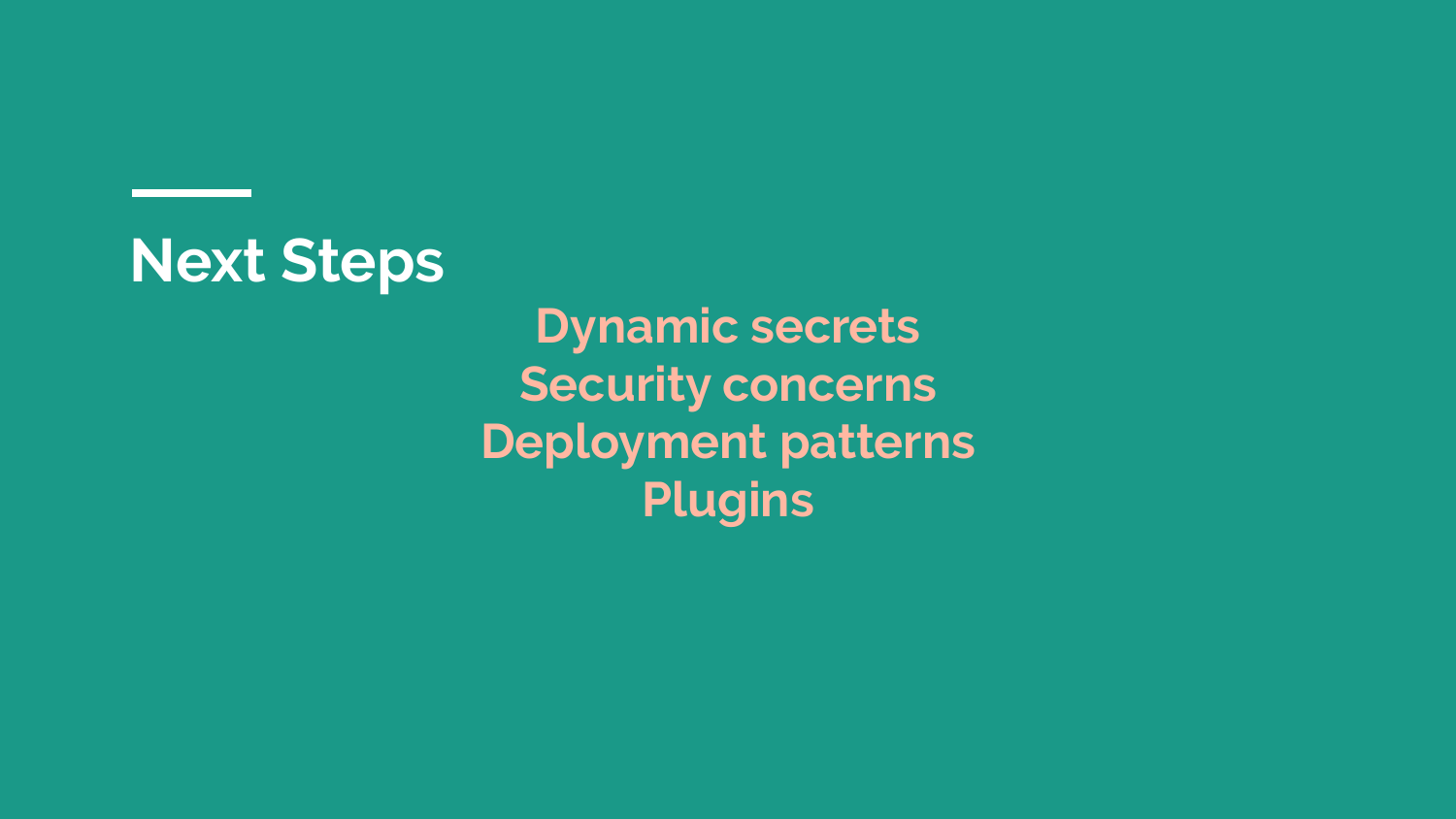## Next Steps

**Dynamic secrets**
**Security concerns**
**Deployment patterns**
**Plugins**